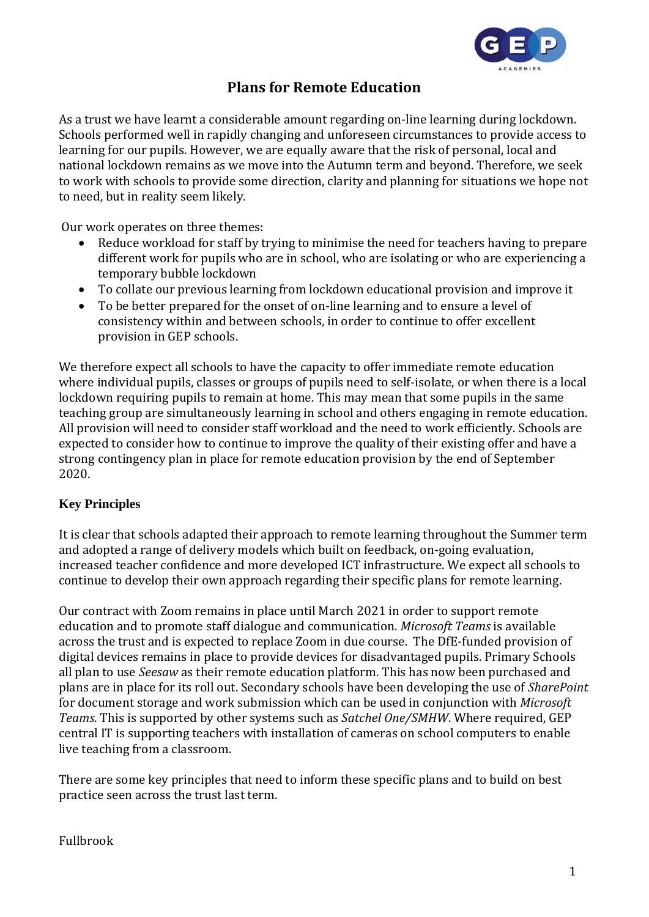# Plans for Remote Education

As a trust we have learnt a considerable amount regarding on-line learning during lockdown. Schools performed well in rapidly changing and unforeseen circumstances to provide access to learning for our pupils. However, we are equally aware that the risk of personal, local and national lockdown remains as we move into the Autumn term and beyond. Therefore, we seek to work with schools to provide some direction, clarity and planning for situations we hope not to need, but in reality seem likely.

Our work operates on three themes:

- Reduce workload for staff by trying to minimise the need for teachers having to prepare different work for pupils who are in school, who are isolating or who are experiencing a temporary bubble lockdown
- To collate our previous learning from lockdown educational provision and improve it
- To be better prepared for the onset of on-line learning and to ensure a level of consistency within and between schools, in order to continue to offer excellent provision in GEP schools.

We therefore expect all schools to have the capacity to offer immediate remote education where individual pupils, classes or groups of pupils need to self-isolate, or when there is a local lockdown requiring pupils to remain at home. This may mean that some pupils in the same teaching group are simultaneously learning in school and others engaging in remote education. All provision will need to consider staff workload and the need to work efficiently. Schools are expected to consider how to continue to improve the quality of their existing offer and have a strong contingency plan in place for remote education provision by the end of September 2020.

## Key Principles

It is clear that schools adapted their approach to remote learning throughout the Summer term and adopted a range of delivery models which built on feedback, on-going evaluation, increased teacher confidence and more developed ICT infrastructure. We expect all schools to continue to develop their own approach regarding their specific plans for remote learning.

Our contract with Zoom remains in place until March 2021 in order to support remote education and to promote staff dialogue and communication. *Microsoft Teams* is available across the trust and is expected to replace Zoom in due course. The DfE-funded provision of digital devices remains in place to provide devices for disadvantaged pupils. Primary Schools all plan to use *Seesaw* as their remote education platform. This has now been purchased and plans are in place for its roll out. Secondary schools have been developing the use of *SharePoint* for document storage and work submission which can be used in conjunction with *Microsoft Teams*. This is supported by other systems such as *Satchel One/SMHW*. Where required, GEP central IT is supporting teachers with installation of cameras on school computers to enable live teaching from a classroom.

There are some key principles that need to inform these specific plans and to build on best practice seen across the trust last term.

Fullbrook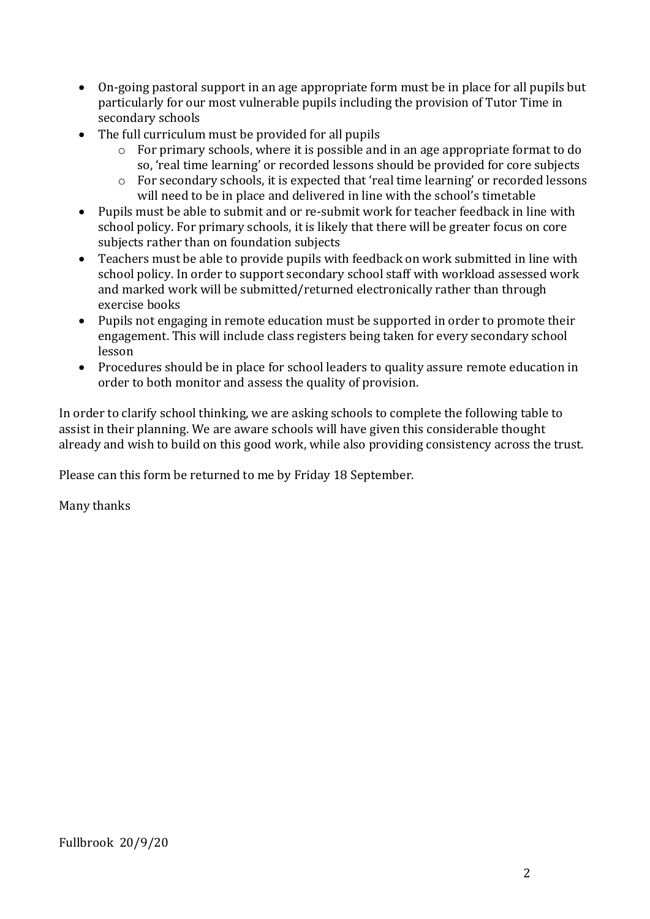- On-going pastoral support in an age appropriate form must be in place for all pupils but particularly for our most vulnerable pupils including the provision of Tutor Time in secondary schools
- The full curriculum must be provided for all pupils
  - For primary schools, where it is possible and in an age appropriate format to do so, 'real time learning' or recorded lessons should be provided for core subjects
  - For secondary schools, it is expected that 'real time learning' or recorded lessons will need to be in place and delivered in line with the school's timetable
- Pupils must be able to submit and or re-submit work for teacher feedback in line with school policy. For primary schools, it is likely that there will be greater focus on core subjects rather than on foundation subjects
- Teachers must be able to provide pupils with feedback on work submitted in line with school policy. In order to support secondary school staff with workload assessed work and marked work will be submitted/returned electronically rather than through exercise books
- Pupils not engaging in remote education must be supported in order to promote their engagement. This will include class registers being taken for every secondary school lesson
- Procedures should be in place for school leaders to quality assure remote education in order to both monitor and assess the quality of provision.

In order to clarify school thinking, we are asking schools to complete the following table to assist in their planning. We are aware schools will have given this considerable thought already and wish to build on this good work, while also providing consistency across the trust.

Please can this form be returned to me by Friday 18 September.

Many thanks

Fullbrook 20/9/20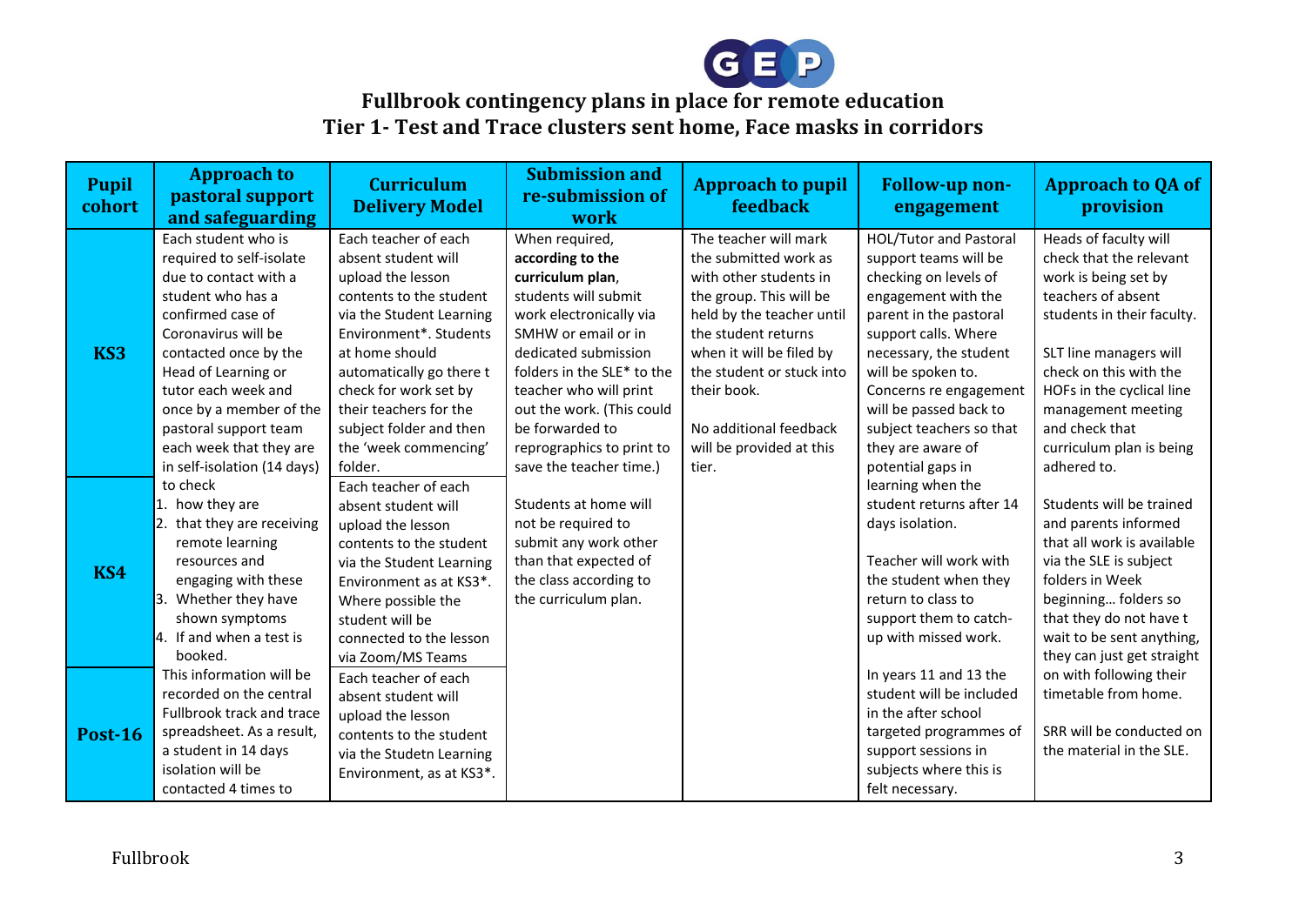# Fullbrook contingency plans in place for remote education

## Tier 1- Test and Trace clusters sent home, Face masks in corridors

| Pupil cohort | Approach to pastoral support and safeguarding | Curriculum Delivery Model | Submission and re-submission of work | Approach to pupil feedback | Follow-up non-engagement | Approach to QA of provision |
|---|---|---|---|---|---|---|
| **KS3** | Each student who is required to self-isolate due to contact with a student who has a confirmed case of Coronavirus will be contacted once by the Head of Learning or tutor each week and once by a member of the pastoral support team each week that they are in self-isolation (14 days) to check<br>1. how they are<br>2. that they are receiving remote learning resources and engaging with these<br>3. Whether they have shown symptoms<br>4. If and when a test is booked.<br>This information will be recorded on the central Fullbrook track and trace spreadsheet. As a result, a student in 14 days isolation will be contacted 4 times to | Each teacher of each absent student will upload the lesson contents to the student via the Student Learning Environment*. Students at home should automatically go there t check for work set by their teachers for the subject folder and then the 'week commencing' folder. | When required, **according to the curriculum plan**, students will submit work electronically via SMHW or email or in dedicated submission folders in the SLE* to the teacher who will print out the work. (This could be forwarded to reprographics to print to save the teacher time.)<br><br>Students at home will not be required to submit any work other than that expected of the class according to the curriculum plan. | The teacher will mark the submitted work as with other students in the group. This will be held by the teacher until the student returns when it will be filed by the student or stuck into their book.<br><br>No additional feedback will be provided at this tier. | HOL/Tutor and Pastoral support teams will be checking on levels of engagement with the parent in the pastoral support calls. Where necessary, the student will be spoken to. Concerns re engagement will be passed back to subject teachers so that they are aware of potential gaps in learning when the student returns after 14 days isolation.<br><br>Teacher will work with the student when they return to class to support them to catch-up with missed work.<br><br>In years 11 and 13 the student will be included in the after school targeted programmes of support sessions in subjects where this is felt necessary. | Heads of faculty will check that the relevant work is being set by teachers of absent students in their faculty.<br><br>SLT line managers will check on this with the HOFs in the cyclical line management meeting and check that curriculum plan is being adhered to.<br><br>Students will be trained and parents informed that all work is available via the SLE is subject folders in Week beginning… folders so that they do not have t wait to be sent anything, they can just get straight on with following their timetable from home.<br><br>SRR will be conducted on the material in the SLE. |
| **KS4** | | Each teacher of each absent student will upload the lesson contents to the student via the Student Learning Environment as at KS3*. Where possible the student will be connected to the lesson via Zoom/MS Teams | | | | |
| **Post-16** | | Each teacher of each absent student will upload the lesson contents to the student via the Studetn Learning Environment, as at KS3*. | | | | |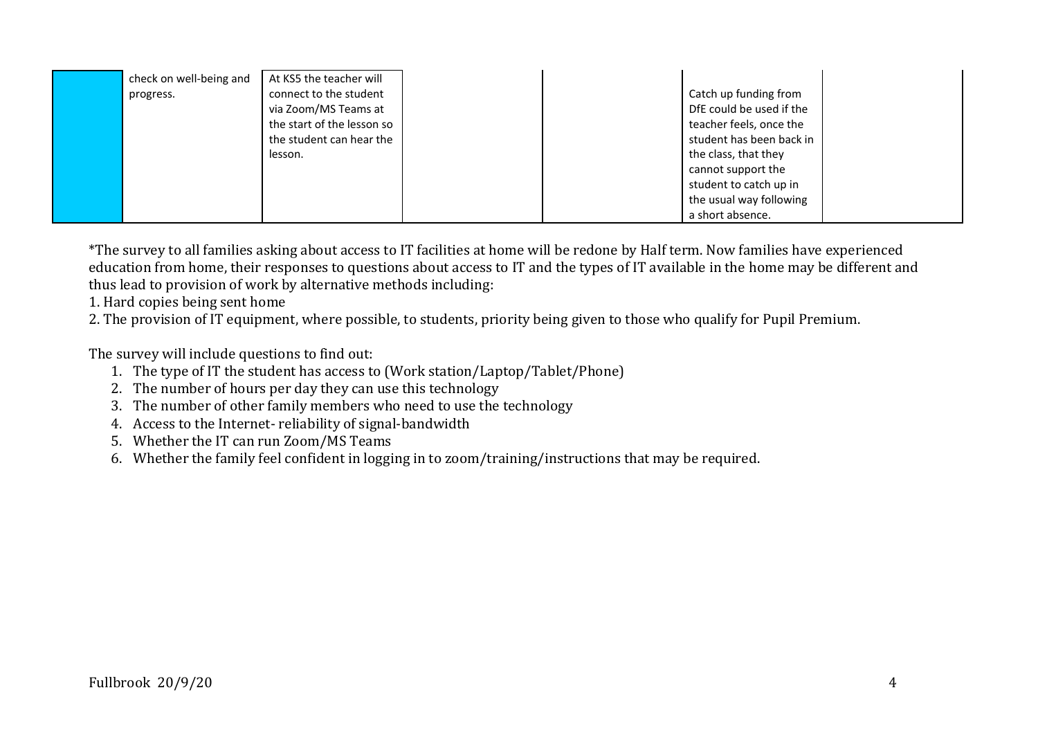|  | check on well-being and progress. | At KS5 the teacher will connect to the student via Zoom/MS Teams at the start of the lesson so the student can hear the lesson. |  |  | Catch up funding from DfE could be used if the teacher feels, once the student has been back in the class, that they cannot support the student to catch up in the usual way following a short absence. |  |
|---|---|---|---|---|---|---|

*The survey to all families asking about access to IT facilities at home will be redone by Half term. Now families have experienced education from home, their responses to questions about access to IT and the types of IT available in the home may be different and thus lead to provision of work by alternative methods including:

1. Hard copies being sent home
2. The provision of IT equipment, where possible, to students, priority being given to those who qualify for Pupil Premium.

The survey will include questions to find out:

1. The type of IT the student has access to (Work station/Laptop/Tablet/Phone)
2. The number of hours per day they can use this technology
3. The number of other family members who need to use the technology
4. Access to the Internet- reliability of signal-bandwidth
5. Whether the IT can run Zoom/MS Teams
6. Whether the family feel confident in logging in to zoom/training/instructions that may be required.

Fullbrook 20/9/20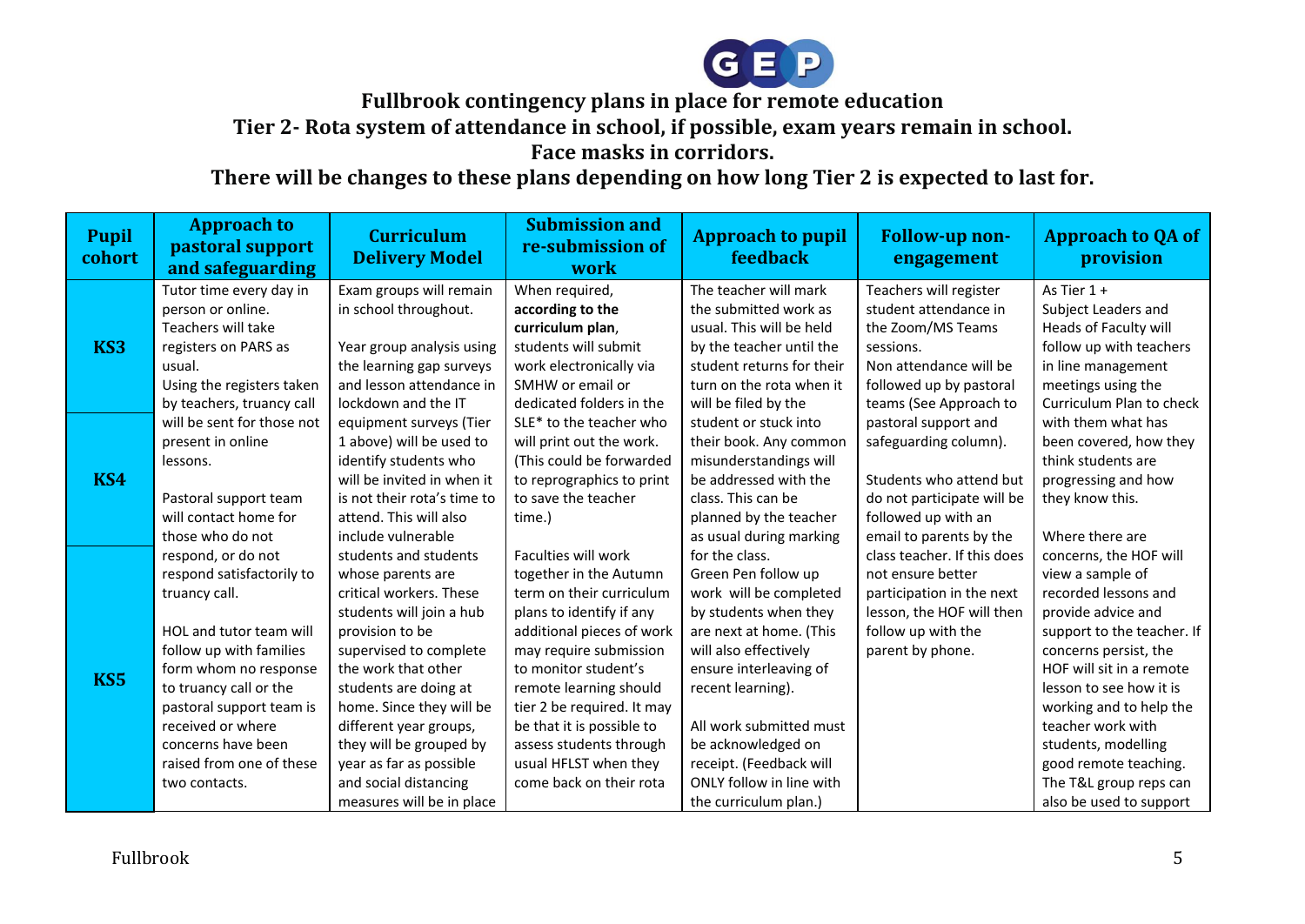**Fullbrook contingency plans in place for remote education**

**Tier 2- Rota system of attendance in school, if possible, exam years remain in school.**

**Face masks in corridors.**

**There will be changes to these plans depending on how long Tier 2 is expected to last for.**

| Pupil cohort | Approach to pastoral support and safeguarding | Curriculum Delivery Model | Submission and re-submission of work | Approach to pupil feedback | Follow-up non-engagement | Approach to QA of provision |
|---|---|---|---|---|---|---|
| **KS3**<br>**KS4**<br>**KS5** | Tutor time every day in person or online. Teachers will take registers on PARS as usual.<br>Using the registers taken by teachers, truancy call will be sent for those not present in online lessons.<br><br>Pastoral support team will contact home for those who do not respond, or do not respond satisfactorily to truancy call.<br><br>HOL and tutor team will follow up with families form whom no response to truancy call or the pastoral support team is received or where concerns have been raised from one of these two contacts. | Exam groups will remain in school throughout.<br><br>Year group analysis using the learning gap surveys and lesson attendance in lockdown and the IT equipment surveys (Tier 1 above) will be used to identify students who will be invited in when it is not their rota's time to attend. This will also include vulnerable students and students whose parents are critical workers. These students will join a hub provision to be supervised to complete the work that other students are doing at home. Since they will be different year groups, they will be grouped by year as far as possible and social distancing measures will be in place | When required, **according to the curriculum plan**, students will submit work electronically via SMHW or email or dedicated folders in the SLE* to the teacher who will print out the work. (This could be forwarded to reprographics to print to save the teacher time.)<br><br>Faculties will work together in the Autumn term on their curriculum plans to identify if any additional pieces of work may require submission to monitor student's remote learning should tier 2 be required. It may be that it is possible to assess students through usual HFLST when they come back on their rota | The teacher will mark the submitted work as usual. This will be held by the teacher until the student returns for their turn on the rota when it will be filed by the student or stuck into their book. Any common misunderstandings will be addressed with the class. This can be planned by the teacher as usual during marking for the class.<br>Green Pen follow up work will be completed by students when they are next at home. (This will also effectively ensure interleaving of recent learning).<br><br>All work submitted must be acknowledged on receipt. (Feedback will ONLY follow in line with the curriculum plan.) | Teachers will register student attendance in the Zoom/MS Teams sessions.<br>Non attendance will be followed up by pastoral teams (See Approach to pastoral support and safeguarding column).<br><br>Students who attend but do not participate will be followed up with an email to parents by the class teacher. If this does not ensure better participation in the next lesson, the HOF will then follow up with the parent by phone. | As Tier 1 +<br>Subject Leaders and Heads of Faculty will follow up with teachers in line management meetings using the Curriculum Plan to check with them what has been covered, how they think students are progressing and how they know this.<br><br>Where there are concerns, the HOF will view a sample of recorded lessons and provide advice and support to the teacher. If concerns persist, the HOF will sit in a remote lesson to see how it is working and to help the teacher work with students, modelling good remote teaching. The T&L group reps can also be used to support |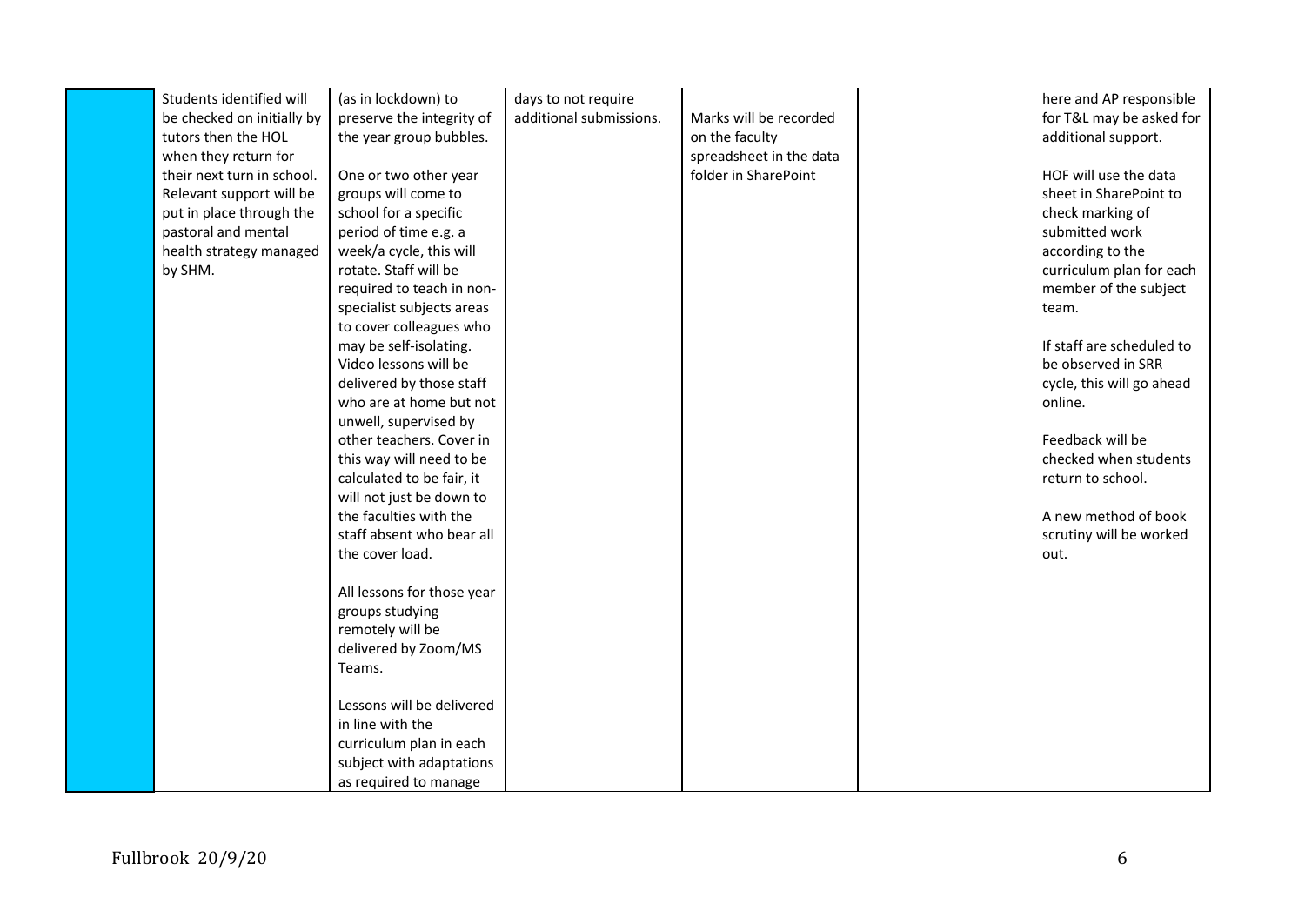| | | | | | | |
|---|---|---|---|---|---|---|
| | Students identified will be checked on initially by tutors then the HOL when they return for their next turn in school. Relevant support will be put in place through the pastoral and mental health strategy managed by SHM. | (as in lockdown) to preserve the integrity of the year group bubbles.<br><br>One or two other year groups will come to school for a specific period of time e.g. a week/a cycle, this will rotate. Staff will be required to teach in non-specialist subjects areas to cover colleagues who may be self-isolating. Video lessons will be delivered by those staff who are at home but not unwell, supervised by other teachers. Cover in this way will need to be calculated to be fair, it will not just be down to the faculties with the staff absent who bear all the cover load.<br><br>All lessons for those year groups studying remotely will be delivered by Zoom/MS Teams.<br><br>Lessons will be delivered in line with the curriculum plan in each subject with adaptations as required to manage | days to not require additional submissions. | Marks will be recorded on the faculty spreadsheet in the data folder in SharePoint | | here and AP responsible for T&L may be asked for additional support.<br><br>HOF will use the data sheet in SharePoint to check marking of submitted work according to the curriculum plan for each member of the subject team.<br><br>If staff are scheduled to be observed in SRR cycle, this will go ahead online.<br><br>Feedback will be checked when students return to school.<br><br>A new method of book scrutiny will be worked out. |

Fullbrook 20/9/20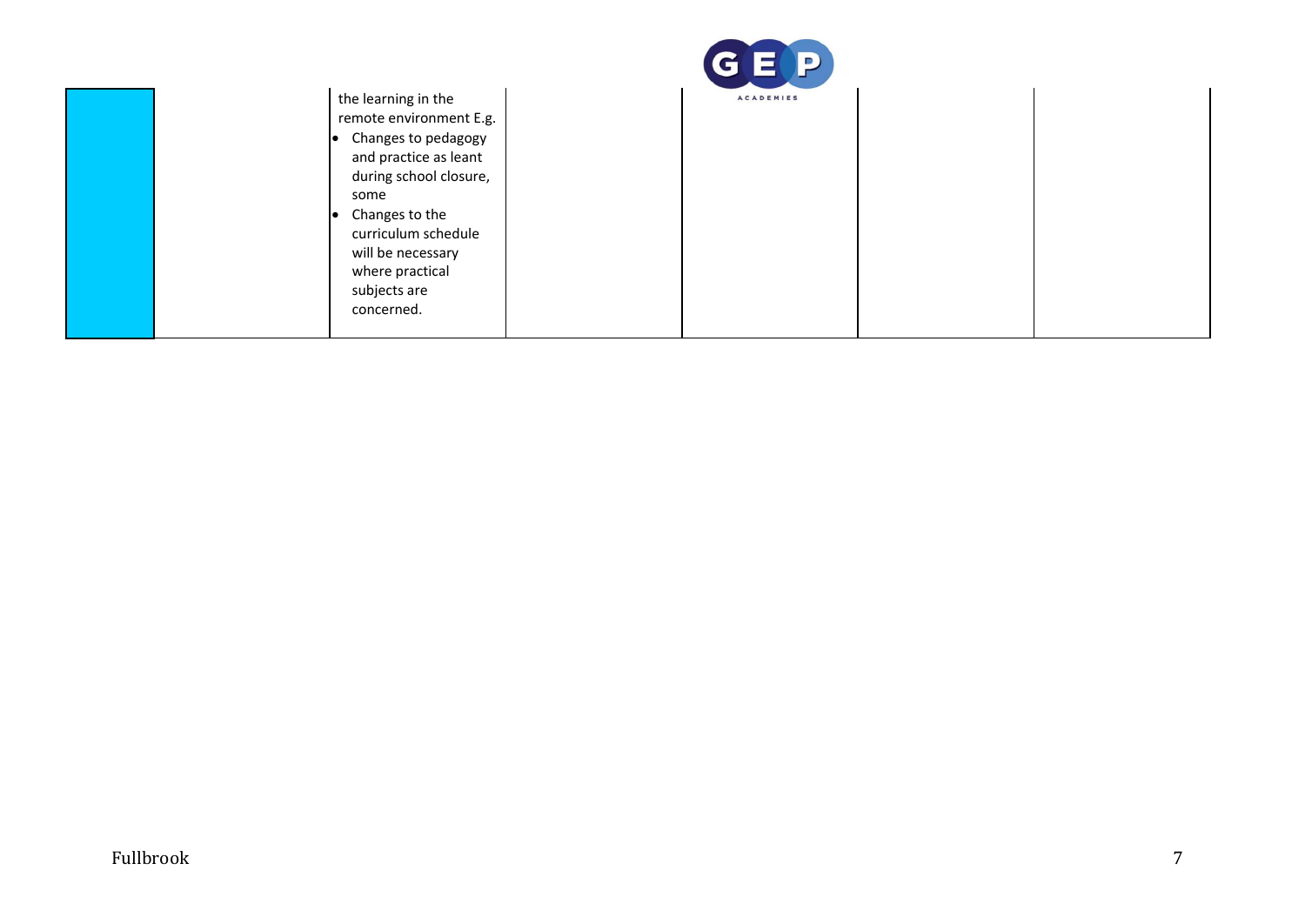|  |  |  |  |  |  |  |
|---|---|---|---|---|---|---|
|  |  | the learning in the remote environment E.g.<br>• Changes to pedagogy and practice as leant during school closure, some<br>• Changes to the curriculum schedule will be necessary where practical subjects are concerned. |  |  |  |  |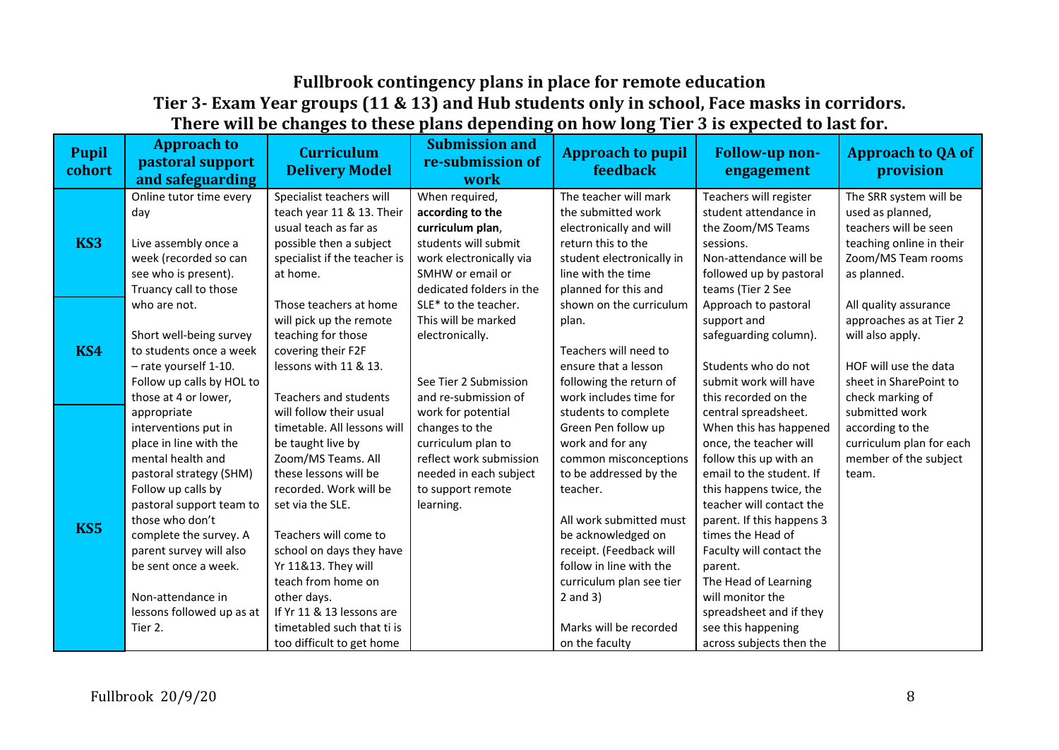# Fullbrook contingency plans in place for remote education

## Tier 3- Exam Year groups (11 & 13) and Hub students only in school, Face masks in corridors.

## There will be changes to these plans depending on how long Tier 3 is expected to last for.

| Pupil cohort | Approach to pastoral support and safeguarding | Curriculum Delivery Model | Submission and re-submission of work | Approach to pupil feedback | Follow-up non-engagement | Approach to QA of provision |
|---|---|---|---|---|---|---|
| KS3<br><br>KS4<br><br>KS5 | Online tutor time every day<br><br>Live assembly once a week (recorded so can see who is present). Truancy call to those who are not.<br><br>Short well-being survey to students once a week – rate yourself 1-10. Follow up calls by HOL to those at 4 or lower, appropriate interventions put in place in line with the mental health and pastoral strategy (SHM) Follow up calls by pastoral support team to those who don't complete the survey. A parent survey will also be sent once a week.<br><br>Non-attendance in lessons followed up as at Tier 2. | Specialist teachers will teach year 11 & 13. Their usual teach as far as possible then a subject specialist if the teacher is at home.<br><br>Those teachers at home will pick up the remote teaching for those covering their F2F lessons with 11 & 13.<br><br>Teachers and students will follow their usual timetable. All lessons will be taught live by Zoom/MS Teams. All these lessons will be recorded. Work will be set via the SLE.<br><br>Teachers will come to school on days they have Yr 11&13. They will teach from home on other days.<br>If Yr 11 & 13 lessons are timetabled such that ti is too difficult to get home | When required, **according to the curriculum plan**, students will submit work electronically via SMHW or email or dedicated folders in the SLE* to the teacher. This will be marked electronically.<br><br>See Tier 2 Submission and re-submission of work for potential changes to the curriculum plan to reflect work submission needed in each subject to support remote learning. | The teacher will mark the submitted work electronically and will return this to the student electronically in line with the time planned for this and shown on the curriculum plan.<br><br>Teachers will need to ensure that a lesson following the return of work includes time for students to complete Green Pen follow up work and for any common misconceptions to be addressed by the teacher.<br><br>All work submitted must be acknowledged on receipt. (Feedback will follow in line with the curriculum plan see tier 2 and 3)<br><br>Marks will be recorded on the faculty | Teachers will register student attendance in the Zoom/MS Teams sessions.<br>Non-attendance will be followed up by pastoral teams (Tier 2 See Approach to pastoral support and safeguarding column).<br><br>Students who do not submit work will have this recorded on the central spreadsheet. When this has happened once, the teacher will follow this up with an email to the student. If this happens twice, the teacher will contact the parent. If this happens 3 times the Head of Faculty will contact the parent.<br>The Head of Learning will monitor the spreadsheet and if they see this happening across subjects then the | The SRR system will be used as planned, teachers will be seen teaching online in their Zoom/MS Team rooms as planned.<br><br>All quality assurance approaches as at Tier 2 will also apply.<br><br>HOF will use the data sheet in SharePoint to check marking of submitted work according to the curriculum plan for each member of the subject team. |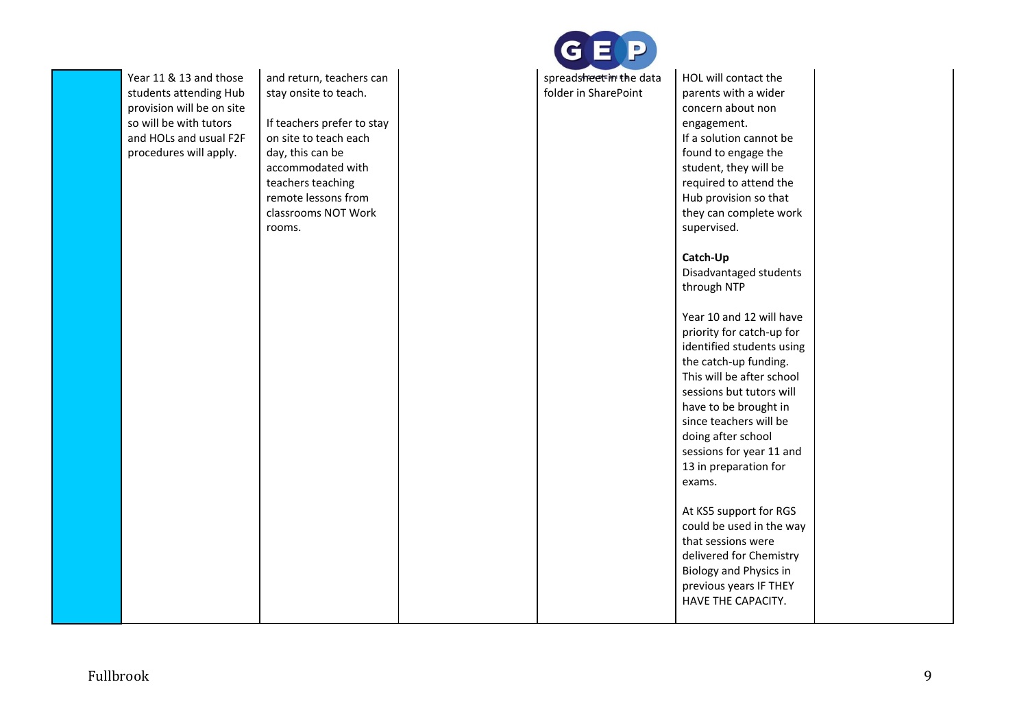|  |  |  |  |  |  |  |
|---|---|---|---|---|---|---|
|  | Year 11 & 13 and those students attending Hub provision will be on site so will be with tutors and HOLs and usual F2F procedures will apply. | and return, teachers can stay onsite to teach.<br><br>If teachers prefer to stay on site to teach each day, this can be accommodated with teachers teaching remote lessons from classrooms NOT Work rooms. |  | spreadsheet in the data folder in SharePoint | HOL will contact the parents with a wider concern about non engagement.<br>If a solution cannot be found to engage the student, they will be required to attend the Hub provision so that they can complete work supervised.<br><br>**Catch-Up**<br>Disadvantaged students through NTP<br><br>Year 10 and 12 will have priority for catch-up for identified students using the catch-up funding. This will be after school sessions but tutors will have to be brought in since teachers will be doing after school sessions for year 11 and 13 in preparation for exams.<br><br>At KS5 support for RGS could be used in the way that sessions were delivered for Chemistry Biology and Physics in previous years IF THEY HAVE THE CAPACITY. |  |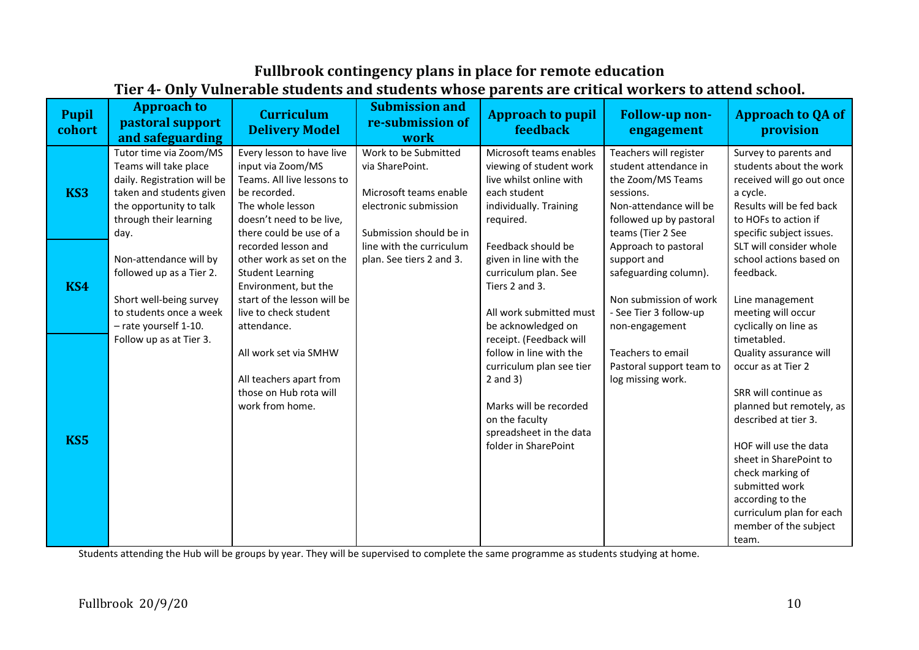## Fullbrook contingency plans in place for remote education

## Tier 4- Only Vulnerable students and students whose parents are critical workers to attend school.

| Pupil cohort | Approach to pastoral support and safeguarding | Curriculum Delivery Model | Submission and re-submission of work | Approach to pupil feedback | Follow-up non-engagement | Approach to QA of provision |
|---|---|---|---|---|---|---|
| KS3<br>KS4<br>KS5 | Tutor time via Zoom/MS Teams will take place daily. Registration will be taken and students given the opportunity to talk through their learning day.<br><br>Non-attendance will by followed up as a Tier 2.<br><br>Short well-being survey to students once a week – rate yourself 1-10. Follow up as at Tier 3. | Every lesson to have live input via Zoom/MS Teams. All live lessons to be recorded. The whole lesson doesn't need to be live, there could be use of a recorded lesson and other work as set on the Student Learning Environment, but the start of the lesson will be live to check student attendance.<br><br>All work set via SMHW<br><br>All teachers apart from those on Hub rota will work from home. | Work to be Submitted via SharePoint.<br><br>Microsoft teams enable electronic submission<br><br>Submission should be in line with the curriculum plan. See tiers 2 and 3. | Microsoft teams enables viewing of student work live whilst online with each student individually. Training required.<br><br>Feedback should be given in line with the curriculum plan. See Tiers 2 and 3.<br><br>All work submitted must be acknowledged on receipt. (Feedback will follow in line with the curriculum plan see tier 2 and 3)<br><br>Marks will be recorded on the faculty spreadsheet in the data folder in SharePoint | Teachers will register student attendance in the Zoom/MS Teams sessions. Non-attendance will be followed up by pastoral teams (Tier 2 See Approach to pastoral support and safeguarding column).<br><br>Non submission of work - See Tier 3 follow-up non-engagement<br><br>Teachers to email Pastoral support team to log missing work. | Survey to parents and students about the work received will go out once a cycle. Results will be fed back to HOFs to action if specific subject issues. SLT will consider whole school actions based on feedback.<br><br>Line management meeting will occur cyclically on line as timetabled. Quality assurance will occur as at Tier 2<br><br>SRR will continue as planned but remotely, as described at tier 3.<br><br>HOF will use the data sheet in SharePoint to check marking of submitted work according to the curriculum plan for each member of the subject team. |

Students attending the Hub will be groups by year. They will be supervised to complete the same programme as students studying at home.

Fullbrook 20/9/20